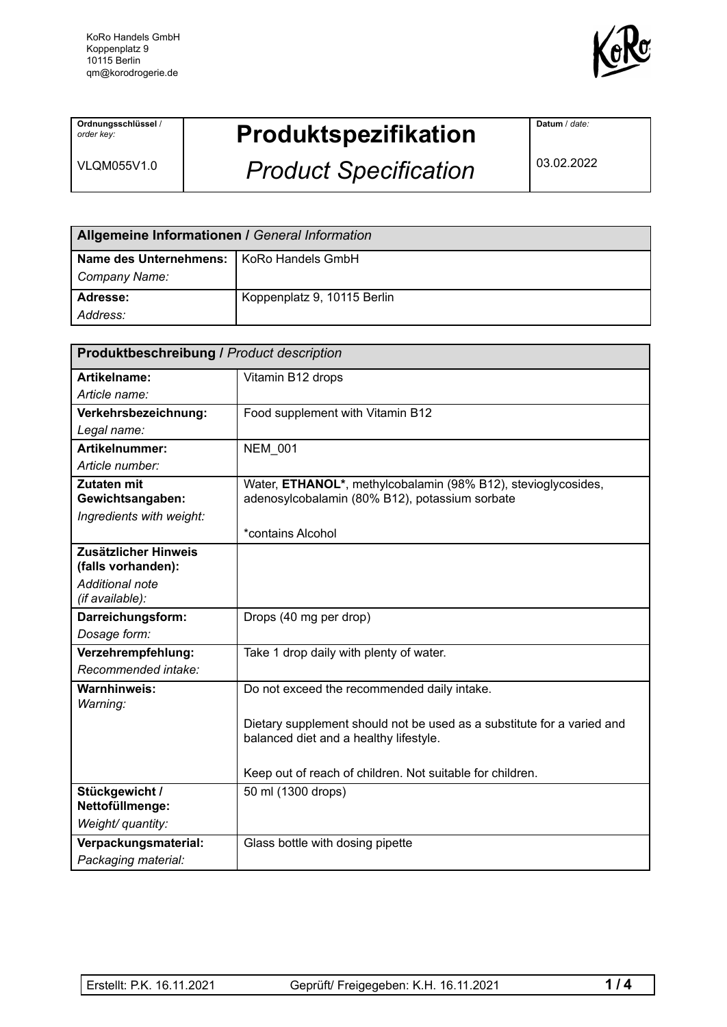KoRo Handels GmbH
Koppenplatz 9
10115 Berlin
qm@korodrogerie.de

| **Ordnungsschlüssel** / *order key:* VLQM055V1.0 | **Produktspezifikation** *Product Specification* | **Datum** / *date:* 03.02.2022 |
|---|---|---|

| **Allgemeine Informationen /** *General Information* | |
|---|---|
| **Name des Unternehmens:** *Company Name:* | KoRo Handels GmbH |
| **Adresse:** *Address:* | Koppenplatz 9, 10115 Berlin |

| **Produktbeschreibung /** *Product description* | |
|---|---|
| **Artikelname:** *Article name:* | Vitamin B12 drops |
| **Verkehrsbezeichnung:** *Legal name:* | Food supplement with Vitamin B12 |
| **Artikelnummer:** *Article number:* | NEM_001 |
| **Zutaten mit Gewichtsangaben:** *Ingredients with weight:* | Water, **ETHANOL***, methylcobalamin (98% B12), stevioglycosides, adenosylcobalamin (80% B12), potassium sorbate<br><br>*contains Alcohol |
| **Zusätzlicher Hinweis (falls vorhanden):** *Additional note (if available):* | |
| **Darreichungsform:** *Dosage form:* | Drops (40 mg per drop) |
| **Verzehrempfehlung:** *Recommended intake:* | Take 1 drop daily with plenty of water. |
| **Warnhinweis:** *Warning:* | Do not exceed the recommended daily intake.<br><br>Dietary supplement should not be used as a substitute for a varied and balanced diet and a healthy lifestyle.<br><br>Keep out of reach of children. Not suitable for children. |
| **Stückgewicht / Nettofüllmenge:** *Weight/ quantity:* | 50 ml (1300 drops) |
| **Verpackungsmaterial:** *Packaging material:* | Glass bottle with dosing pipette |

Erstellt: P.K. 16.11.2021 Geprüft/ Freigegeben: K.H. 16.11.2021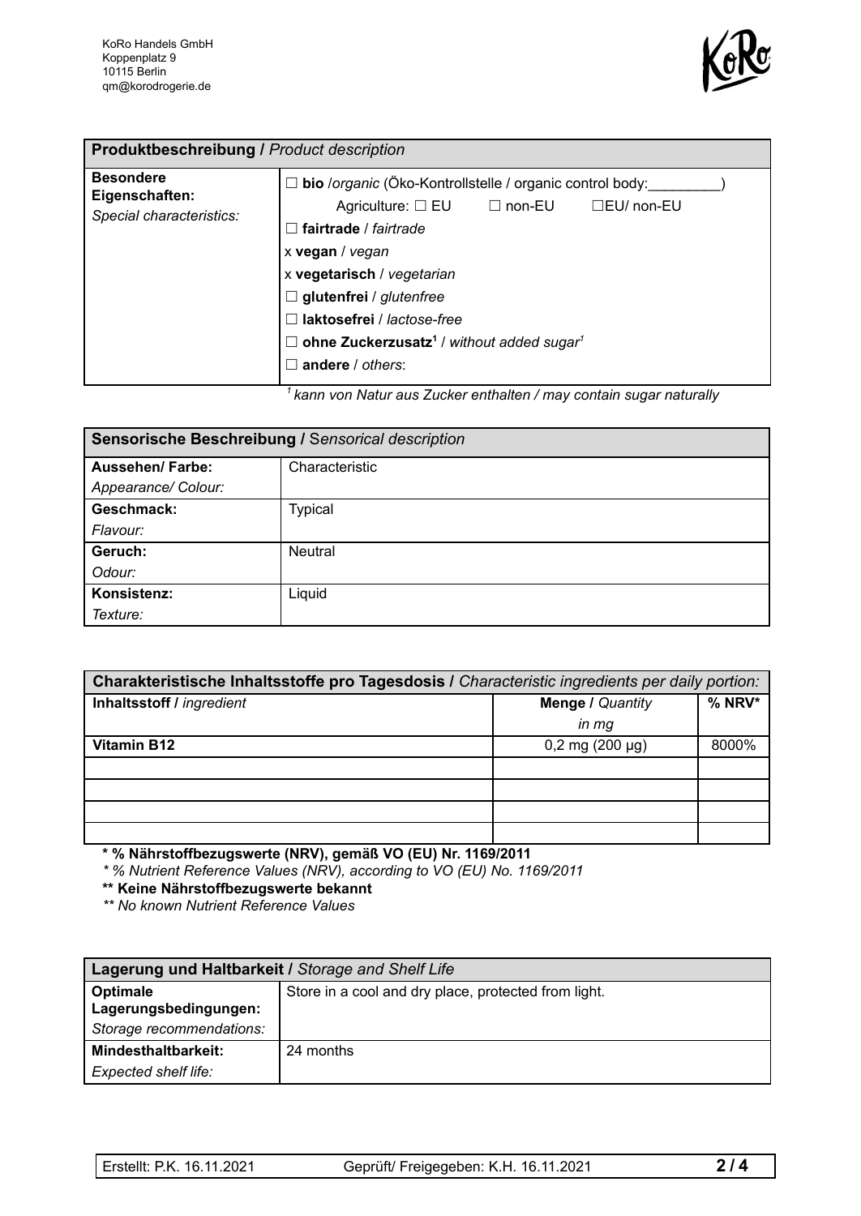KoRo Handels GmbH
Koppenplatz 9
10115 Berlin
qm@korodrogerie.de

| **Produktbeschreibung /** *Product description* | |
|---|---|
| **Besondere Eigenschaften:** *Special characteristics:* | ☐ **bio** /*organic* (Öko-Kontrollstelle / organic control body:_________) Agriculture: ☐ EU ☐ non-EU ☐EU/ non-EU<br>☐ **fairtrade** / *fairtrade*<br>x **vegan** / *vegan*<br>x **vegetarisch** / *vegetarian*<br>☐ **glutenfrei** / *glutenfree*<br>☐ **laktosefrei** / *lactose-free*<br>☐ **ohne Zuckerzusatz**[1] / *without added sugar*[1]<br>☐ **andere** / *others*: |

[1] *kann von Natur aus Zucker enthalten / may contain sugar naturally*

| **Sensorische Beschreibung /** *Sensorical description* | |
|---|---|
| **Aussehen/ Farbe:** *Appearance/ Colour:* | Characteristic |
| **Geschmack:** *Flavour:* | Typical |
| **Geruch:** *Odour:* | Neutral |
| **Konsistenz:** *Texture:* | Liquid |

| **Charakteristische Inhaltsstoffe pro Tagesdosis /** *Characteristic ingredients per daily portion:* | | |
|---|---|---|
| **Inhaltsstoff /** *ingredient* | **Menge /** *Quantity in mg* | **% NRV*** |
| **Vitamin B12** | 0,2 mg (200 µg) | 8000% |
| | | |
| | | |
| | | |
| | | |

**\* % Nährstoffbezugswerte (NRV), gemäß VO (EU) Nr. 1169/2011**
*\* % Nutrient Reference Values (NRV), according to VO (EU) No. 1169/2011*
**\*\* Keine Nährstoffbezugswerte bekannt**
*\*\* No known Nutrient Reference Values*

| **Lagerung und Haltbarkeit /** *Storage and Shelf Life* | |
|---|---|
| **Optimale Lagerungsbedingungen:** *Storage recommendations:* | Store in a cool and dry place, protected from light. |
| **Mindesthaltbarkeit:** *Expected shelf life:* | 24 months |

Erstellt: P.K. 16.11.2021 | Geprüft/ Freigegeben: K.H. 16.11.2021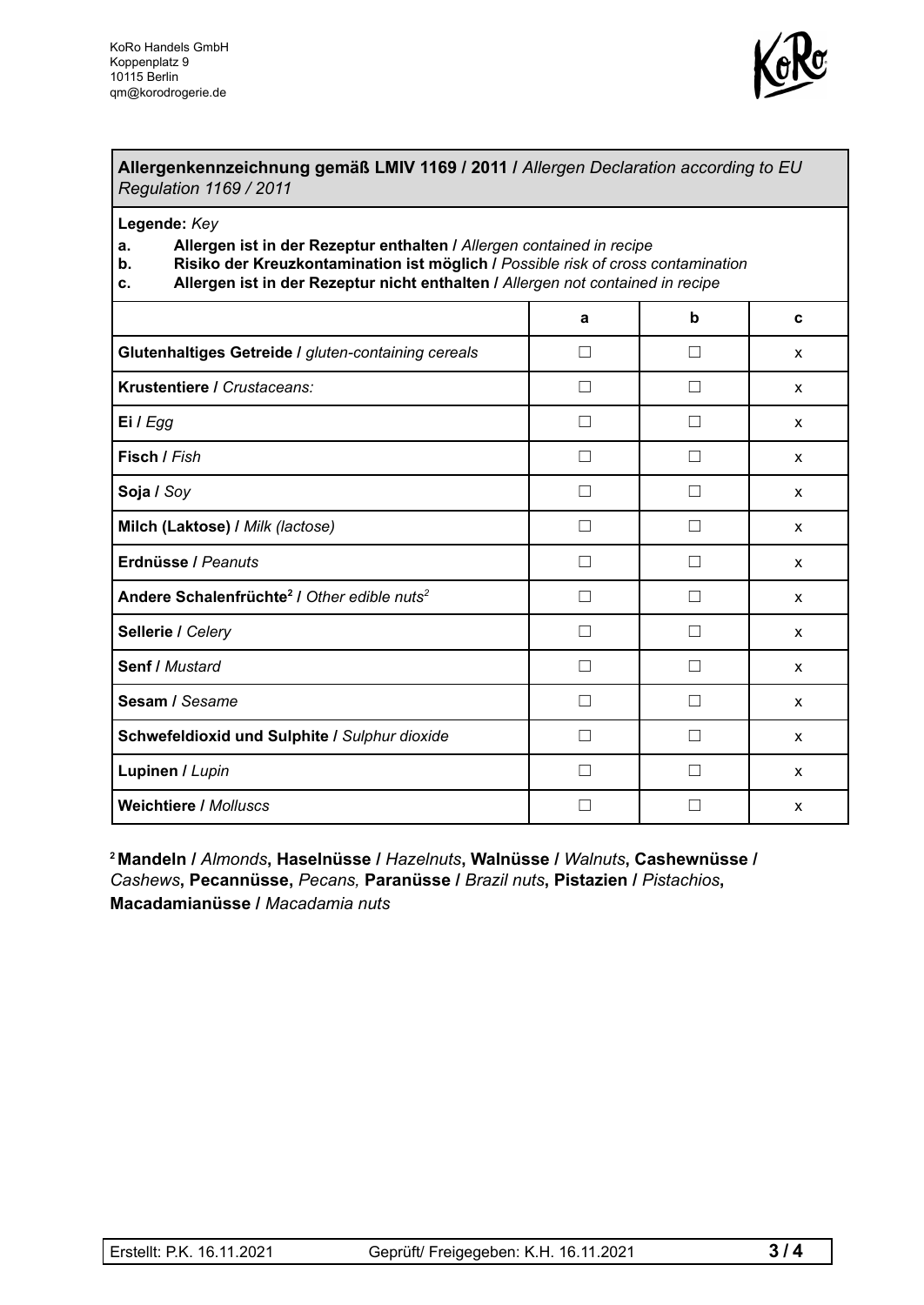KoRo Handels GmbH
Koppenplatz 9
10115 Berlin
qm@korodrogerie.de

**Allergenkennzeichnung gemäß LMIV 1169 / 2011 /** *Allergen Declaration according to EU Regulation 1169 / 2011*

**Legende:** *Key*

- **a. Allergen ist in der Rezeptur enthalten /** *Allergen contained in recipe*
- **b. Risiko der Kreuzkontamination ist möglich /** *Possible risk of cross contamination*
- **c. Allergen ist in der Rezeptur nicht enthalten /** *Allergen not contained in recipe*

| | a | b | c |
|---|---|---|---|
| **Glutenhaltiges Getreide /** *gluten-containing cereals* | ☐ | ☐ | x |
| **Krustentiere /** *Crustaceans:* | ☐ | ☐ | x |
| **Ei /** *Egg* | ☐ | ☐ | x |
| **Fisch /** *Fish* | ☐ | ☐ | x |
| **Soja /** *Soy* | ☐ | ☐ | x |
| **Milch (Laktose) /** *Milk (lactose)* | ☐ | ☐ | x |
| **Erdnüsse /** *Peanuts* | ☐ | ☐ | x |
| **Andere Schalenfrüchte[2] /** *Other edible nuts[2]* | ☐ | ☐ | x |
| **Sellerie /** *Celery* | ☐ | ☐ | x |
| **Senf /** *Mustard* | ☐ | ☐ | x |
| **Sesam /** *Sesame* | ☐ | ☐ | x |
| **Schwefeldioxid und Sulphite /** *Sulphur dioxide* | ☐ | ☐ | x |
| **Lupinen /** *Lupin* | ☐ | ☐ | x |
| **Weichtiere /** *Molluscs* | ☐ | ☐ | x |

[2] **Mandeln /** *Almonds*, **Haselnüsse /** *Hazelnuts*, **Walnüsse /** *Walnuts*, **Cashewnüsse /** *Cashews*, **Pecannüsse,** *Pecans,* **Paranüsse /** *Brazil nuts*, **Pistazien /** *Pistachios*, **Macadamianüsse /** *Macadamia nuts*

Erstellt: P.K. 16.11.2021 | Geprüft/ Freigegeben: K.H. 16.11.2021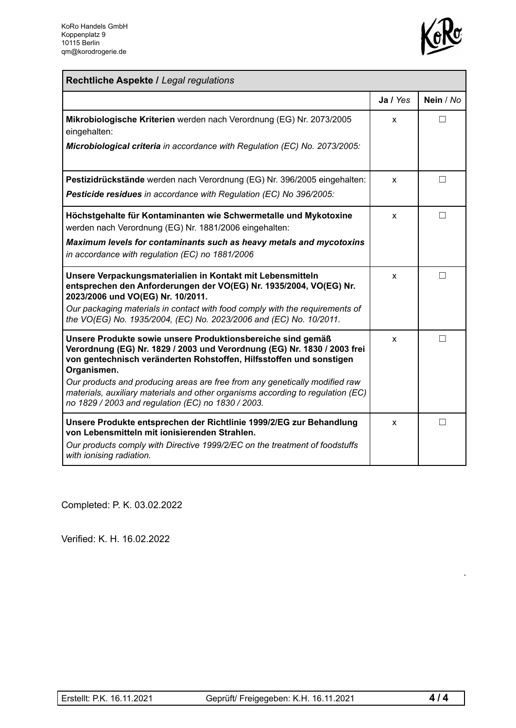KoRo Handels GmbH
Koppenplatz 9
10115 Berlin
qm@korodrogerie.de

| **Rechtliche Aspekte** / *Legal regulations* | | |
|---|---|---|
| | **Ja** / *Yes* | **Nein** / *No* |
| **Mikrobiologische Kriterien** werden nach Verordnung (EG) Nr. 2073/2005 eingehalten:<br>***Microbiological criteria** in accordance with Regulation (EC) No. 2073/2005:* | x | ☐ |
| **Pestizidrückstände** werden nach Verordnung (EG) Nr. 396/2005 eingehalten:<br>***Pesticide residues** in accordance with Regulation (EC) No 396/2005:* | x | ☐ |
| **Höchstgehalte für Kontaminanten wie Schwermetalle und Mykotoxine** werden nach Verordnung (EG) Nr. 1881/2006 eingehalten:<br>***Maximum levels for contaminants such as heavy metals and mycotoxins** in accordance with regulation (EC) no 1881/2006* | x | ☐ |
| **Unsere Verpackungsmaterialien in Kontakt mit Lebensmitteln entsprechen den Anforderungen der VO(EG) Nr. 1935/2004, VO(EG) Nr. 2023/2006 und VO(EG) Nr. 10/2011.**<br>*Our packaging materials in contact with food comply with the requirements of the VO(EG) No. 1935/2004, (EC) No. 2023/2006 and (EC) No. 10/2011.* | x | ☐ |
| **Unsere Produkte sowie unsere Produktionsbereiche sind gemäß Verordnung (EG) Nr. 1829 / 2003 und Verordnung (EG) Nr. 1830 / 2003 frei von gentechnisch veränderten Rohstoffen, Hilfsstoffen und sonstigen Organismen.**<br>*Our products and producing areas are free from any genetically modified raw materials, auxiliary materials and other organisms according to regulation (EC) no 1829 / 2003 and regulation (EC) no 1830 / 2003.* | x | ☐ |
| **Unsere Produkte entsprechen der Richtlinie 1999/2/EG zur Behandlung von Lebensmitteln mit ionisierenden Strahlen.**<br>*Our products comply with Directive 1999/2/EC on the treatment of foodstuffs with ionising radiation.* | x | ☐ |

Completed: P. K. 03.02.2022

Verified: K. H. 16.02.2022

Erstellt: P.K. 16.11.2021 | Geprüft/ Freigegeben: K.H. 16.11.2021